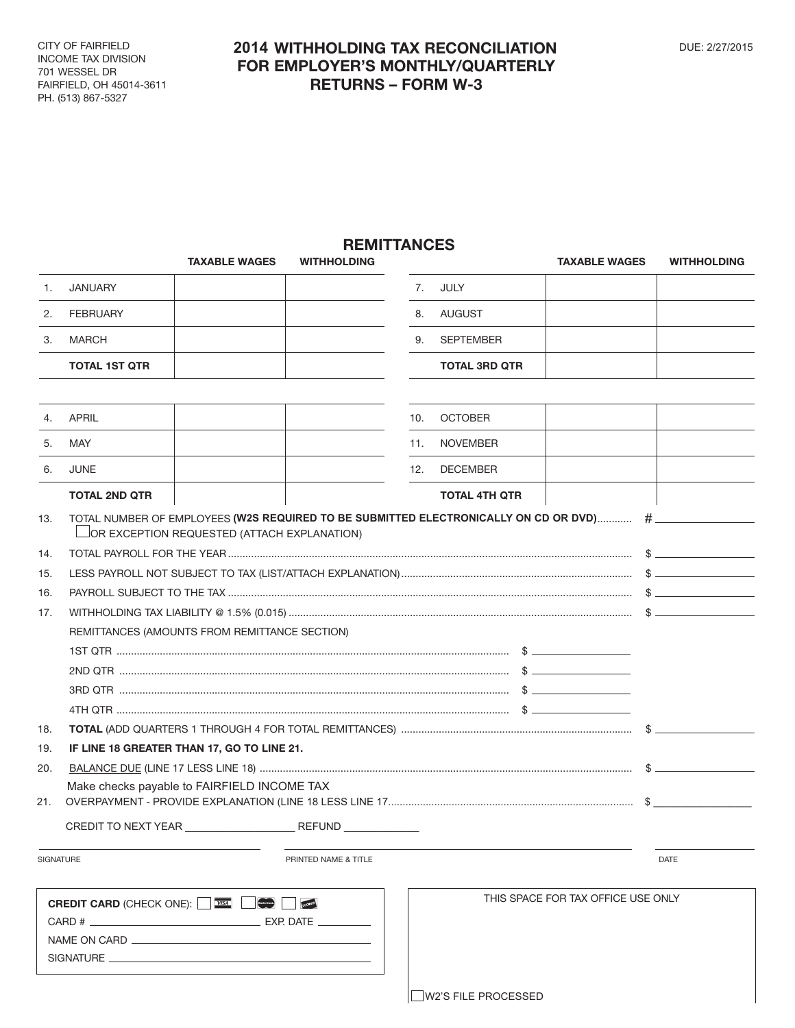CITY OF FAIRFIELD
INCOME TAX DIVISION
701 WESSEL DR
FAIRFIELD, OH 45014-3611
PH. (513) 867-5327

# 2014 WITHHOLDING TAX RECONCILIATION FOR EMPLOYER'S MONTHLY/QUARTERLY RETURNS – FORM W-3

DUE: 2/27/2015

## REMITTANCES

| | | TAXABLE WAGES | WITHHOLDING | | | TAXABLE WAGES | WITHHOLDING |
|---|---|---|---|---|---|---|---|
| 1. | JANUARY | | | 7. | JULY | | |
| 2. | FEBRUARY | | | 8. | AUGUST | | |
| 3. | MARCH | | | 9. | SEPTEMBER | | |
| | **TOTAL 1ST QTR** | | | | **TOTAL 3RD QTR** | | |
| 4. | APRIL | | | 10. | OCTOBER | | |
| 5. | MAY | | | 11. | NOVEMBER | | |
| 6. | JUNE | | | 12. | DECEMBER | | |
| | **TOTAL 2ND QTR** | | | | **TOTAL 4TH QTR** | | |

13. TOTAL NUMBER OF EMPLOYEES **(W2S REQUIRED TO BE SUBMITTED ELECTRONICALLY ON CD OR DVD)**............ # ______
☐ OR EXCEPTION REQUESTED (ATTACH EXPLANATION)

14. TOTAL PAYROLL FOR THE YEAR ........................................ $ ______

15. LESS PAYROLL NOT SUBJECT TO TAX (LIST/ATTACH EXPLANATION)........................................ $ ______

16. PAYROLL SUBJECT TO THE TAX ........................................ $ ______

17. WITHHOLDING TAX LIABILITY @ 1.5% (0.015) ........................................ $ ______

REMITTANCES (AMOUNTS FROM REMITTANCE SECTION)

1ST QTR ........................................ $ ______

2ND QTR ........................................ $ ______

3RD QTR ........................................ $ ______

4TH QTR ........................................ $ ______

18. **TOTAL** (ADD QUARTERS 1 THROUGH 4 FOR TOTAL REMITTANCES) ........................................ $ ______

19. **IF LINE 18 GREATER THAN 17, GO TO LINE 21.**

20. BALANCE DUE (LINE 17 LESS LINE 18) ........................................ $ ______

Make checks payable to FAIRFIELD INCOME TAX

21. OVERPAYMENT - PROVIDE EXPLANATION (LINE 18 LESS LINE 17........................................ $ ______

CREDIT TO NEXT YEAR ______ REFUND ______

SIGNATURE ______ PRINTED NAME & TITLE ______ DATE ______

**CREDIT CARD** (CHECK ONE): ☐ VISA ☐ MasterCard ☐ DISCOVER

CARD # ______ EXP. DATE ______

NAME ON CARD ______

SIGNATURE ______

THIS SPACE FOR TAX OFFICE USE ONLY

☐ W2'S FILE PROCESSED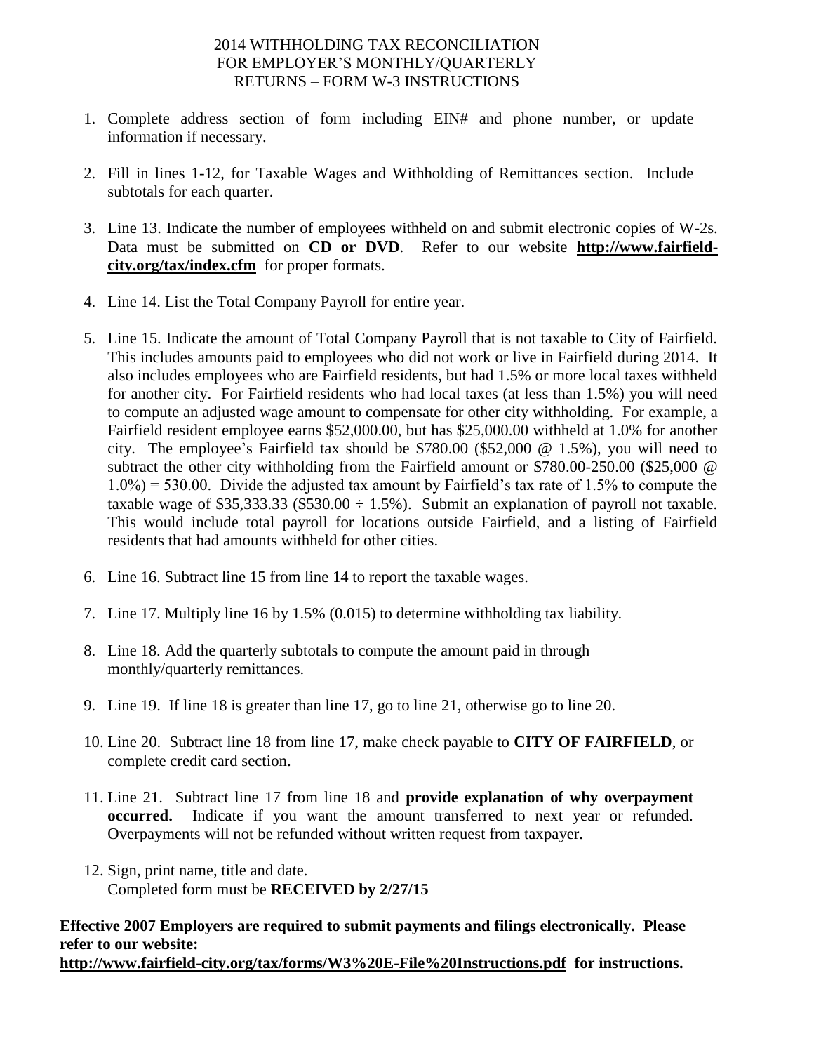# 2014 WITHHOLDING TAX RECONCILIATION FOR EMPLOYER'S MONTHLY/QUARTERLY RETURNS – FORM W-3 INSTRUCTIONS

1. Complete address section of form including EIN# and phone number, or update information if necessary.

2. Fill in lines 1-12, for Taxable Wages and Withholding of Remittances section. Include subtotals for each quarter.

3. Line 13. Indicate the number of employees withheld on and submit electronic copies of W-2s. Data must be submitted on **CD or DVD**. Refer to our website **http://www.fairfield-city.org/tax/index.cfm** for proper formats.

4. Line 14. List the Total Company Payroll for entire year.

5. Line 15. Indicate the amount of Total Company Payroll that is not taxable to City of Fairfield. This includes amounts paid to employees who did not work or live in Fairfield during 2014. It also includes employees who are Fairfield residents, but had 1.5% or more local taxes withheld for another city. For Fairfield residents who had local taxes (at less than 1.5%) you will need to compute an adjusted wage amount to compensate for other city withholding. For example, a Fairfield resident employee earns $52,000.00, but has $25,000.00 withheld at 1.0% for another city. The employee's Fairfield tax should be $780.00 ($52,000 @ 1.5%), you will need to subtract the other city withholding from the Fairfield amount or $780.00-250.00 ($25,000 @ 1.0%) = 530.00. Divide the adjusted tax amount by Fairfield's tax rate of 1.5% to compute the taxable wage of $35,333.33 ($530.00 ÷ 1.5%). Submit an explanation of payroll not taxable. This would include total payroll for locations outside Fairfield, and a listing of Fairfield residents that had amounts withheld for other cities.

6. Line 16. Subtract line 15 from line 14 to report the taxable wages.

7. Line 17. Multiply line 16 by 1.5% (0.015) to determine withholding tax liability.

8. Line 18. Add the quarterly subtotals to compute the amount paid in through monthly/quarterly remittances.

9. Line 19. If line 18 is greater than line 17, go to line 21, otherwise go to line 20.

10. Line 20. Subtract line 18 from line 17, make check payable to **CITY OF FAIRFIELD**, or complete credit card section.

11. Line 21. Subtract line 17 from line 18 and **provide explanation of why overpayment occurred.** Indicate if you want the amount transferred to next year or refunded. Overpayments will not be refunded without written request from taxpayer.

12. Sign, print name, title and date.
    Completed form must be **RECEIVED by 2/27/15**

**Effective 2007 Employers are required to submit payments and filings electronically. Please refer to our website:**
**http://www.fairfield-city.org/tax/forms/W3%20E-File%20Instructions.pdf for instructions.**